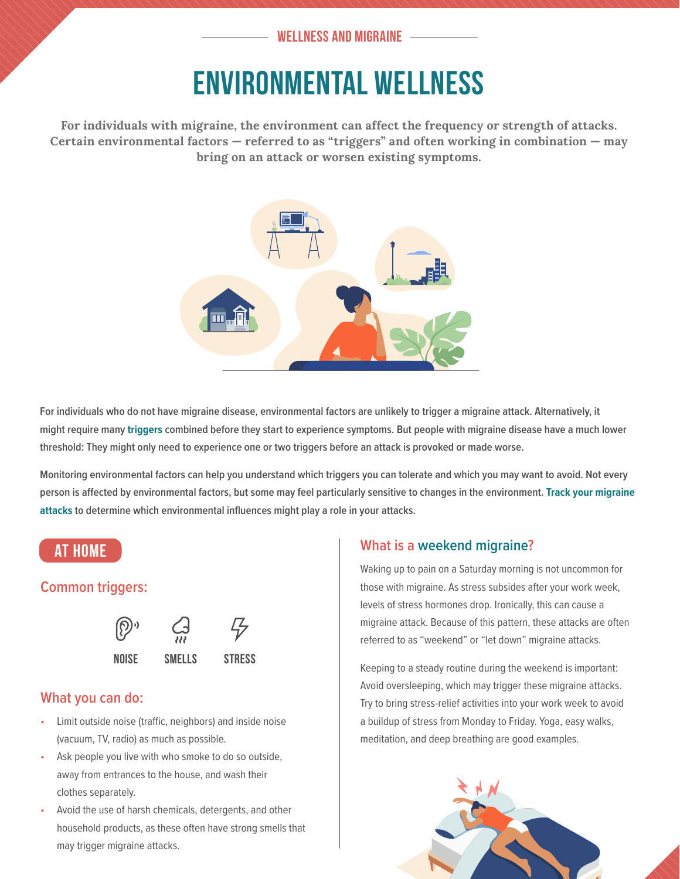WELLNESS AND MIGRAINE

# ENVIRONMENTAL WELLNESS

**For individuals with migraine, the environment can affect the frequency or strength of attacks. Certain environmental factors — referred to as "triggers" and often working in combination — may bring on an attack or worsen existing symptoms.**

For individuals who do not have migraine disease, environmental factors are unlikely to trigger a migraine attack. Alternatively, it might require many triggers combined before they start to experience symptoms. But people with migraine disease have a much lower threshold: They might only need to experience one or two triggers before an attack is provoked or made worse.

Monitoring environmental factors can help you understand which triggers you can tolerate and which you may want to avoid. Not every person is affected by environmental factors, but some may feel particularly sensitive to changes in the environment. Track your migraine attacks to determine which environmental influences might play a role in your attacks.

## AT HOME

### Common triggers:

NOISE SMELLS STRESS

### What you can do:

- Limit outside noise (traffic, neighbors) and inside noise (vacuum, TV, radio) as much as possible.
- Ask people you live with who smoke to do so outside, away from entrances to the house, and wash their clothes separately.
- Avoid the use of harsh chemicals, detergents, and other household products, as these often have strong smells that may trigger migraine attacks.

### What is a weekend migraine?

Waking up to pain on a Saturday morning is not uncommon for those with migraine. As stress subsides after your work week, levels of stress hormones drop. Ironically, this can cause a migraine attack. Because of this pattern, these attacks are often referred to as "weekend" or "let down" migraine attacks.

Keeping to a steady routine during the weekend is important: Avoid oversleeping, which may trigger these migraine attacks. Try to bring stress-relief activities into your work week to avoid a buildup of stress from Monday to Friday. Yoga, easy walks, meditation, and deep breathing are good examples.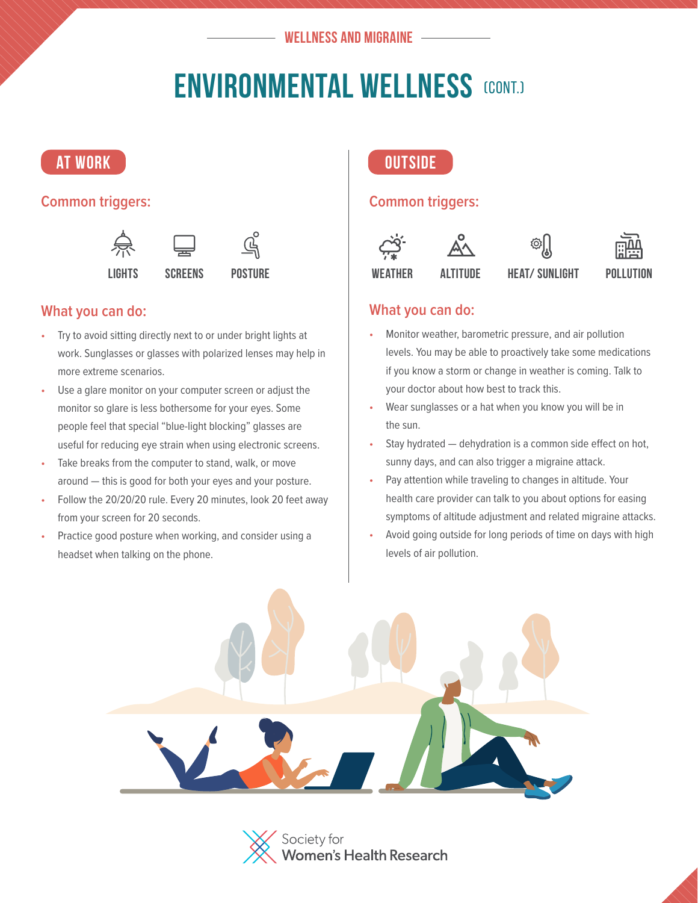WELLNESS AND MIGRAINE

# ENVIRONMENTAL WELLNESS (CONT.)

## AT WORK

### Common triggers:

LIGHTS

SCREENS

POSTURE

### What you can do:

- Try to avoid sitting directly next to or under bright lights at work. Sunglasses or glasses with polarized lenses may help in more extreme scenarios.
- Use a glare monitor on your computer screen or adjust the monitor so glare is less bothersome for your eyes. Some people feel that special "blue-light blocking" glasses are useful for reducing eye strain when using electronic screens.
- Take breaks from the computer to stand, walk, or move around — this is good for both your eyes and your posture.
- Follow the 20/20/20 rule. Every 20 minutes, look 20 feet away from your screen for 20 seconds.
- Practice good posture when working, and consider using a headset when talking on the phone.

## OUTSIDE

### Common triggers:

WEATHER

ALTITUDE

HEAT/ SUNLIGHT

POLLUTION

### What you can do:

- Monitor weather, barometric pressure, and air pollution levels. You may be able to proactively take some medications if you know a storm or change in weather is coming. Talk to your doctor about how best to track this.
- Wear sunglasses or a hat when you know you will be in the sun.
- Stay hydrated — dehydration is a common side effect on hot, sunny days, and can also trigger a migraine attack.
- Pay attention while traveling to changes in altitude. Your health care provider can talk to you about options for easing symptoms of altitude adjustment and related migraine attacks.
- Avoid going outside for long periods of time on days with high levels of air pollution.

Society for Women's Health Research